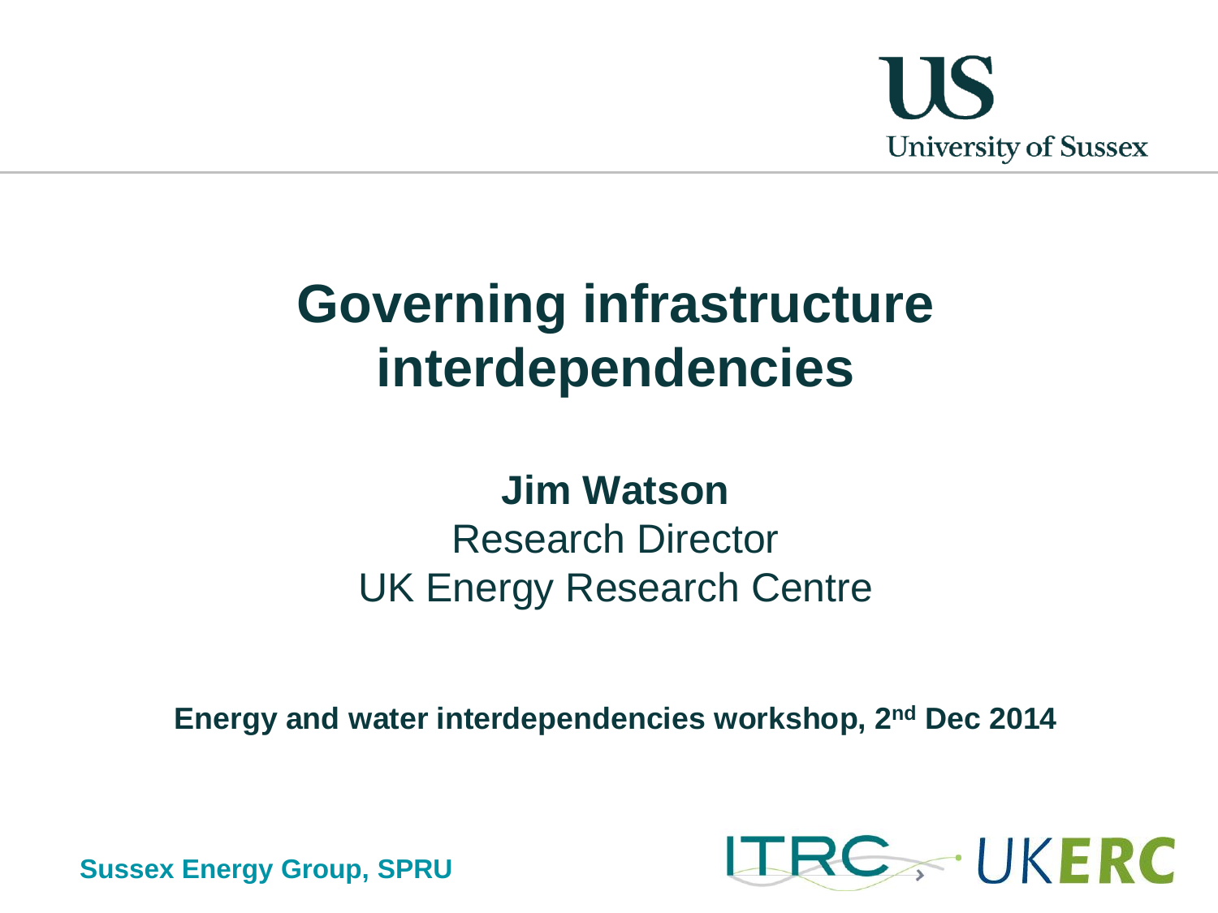# Governing infrastructure interdependencies

**Jim Watson**

Research Director

UK Energy Research Centre

**Energy and water interdependencies workshop, 2nd Dec 2014**

**Sussex Energy Group, SPRU**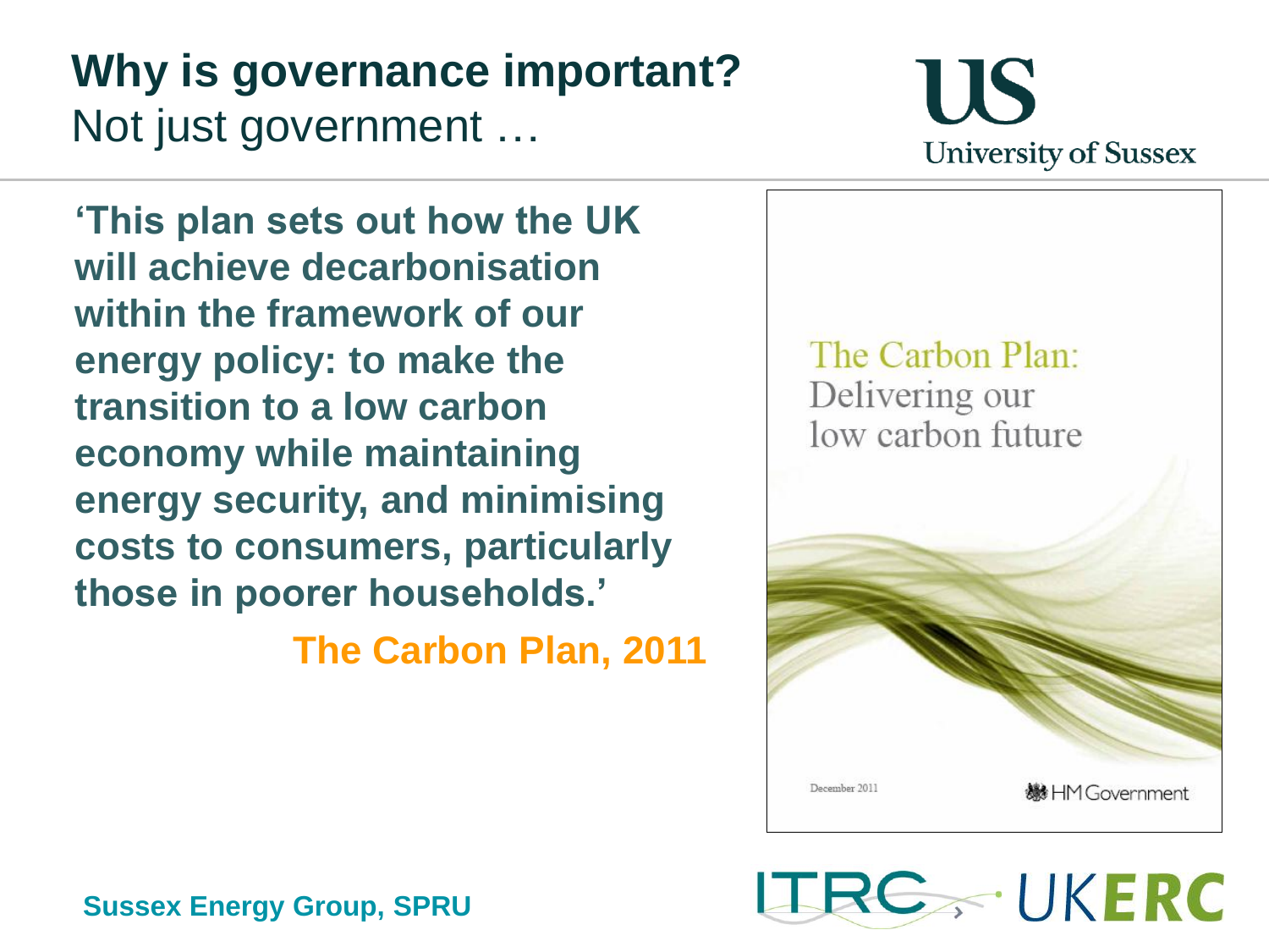# Why is governance important?

Not just government …

**'This plan sets out how the UK will achieve decarbonisation within the framework of our energy policy: to make the transition to a low carbon economy while maintaining energy security, and minimising costs to consumers, particularly those in poorer households.'**

**The Carbon Plan, 2011**

The Carbon Plan: Delivering our low carbon future

December 2011

HM Government

Sussex Energy Group, SPRU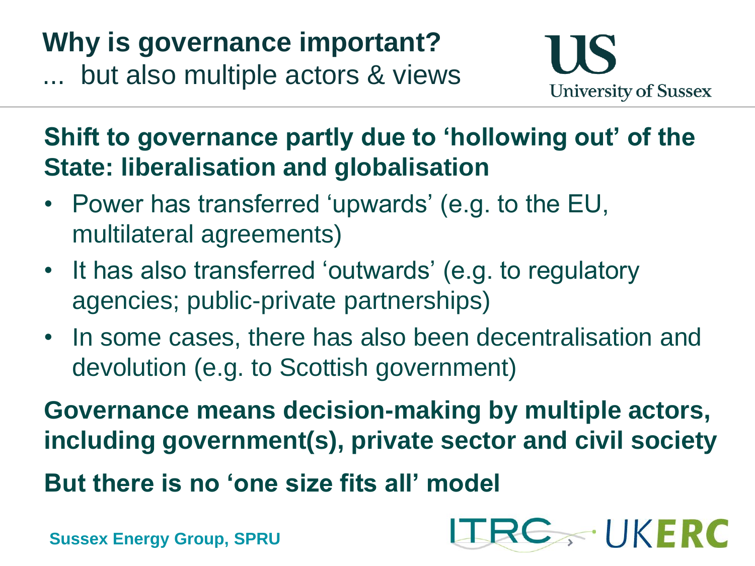# Why is governance important?

... but also multiple actors & views

**Shift to governance partly due to 'hollowing out' of the State: liberalisation and globalisation**

- Power has transferred 'upwards' (e.g. to the EU, multilateral agreements)
- It has also transferred 'outwards' (e.g. to regulatory agencies; public-private partnerships)
- In some cases, there has also been decentralisation and devolution (e.g. to Scottish government)

**Governance means decision-making by multiple actors, including government(s), private sector and civil society**

**But there is no 'one size fits all' model**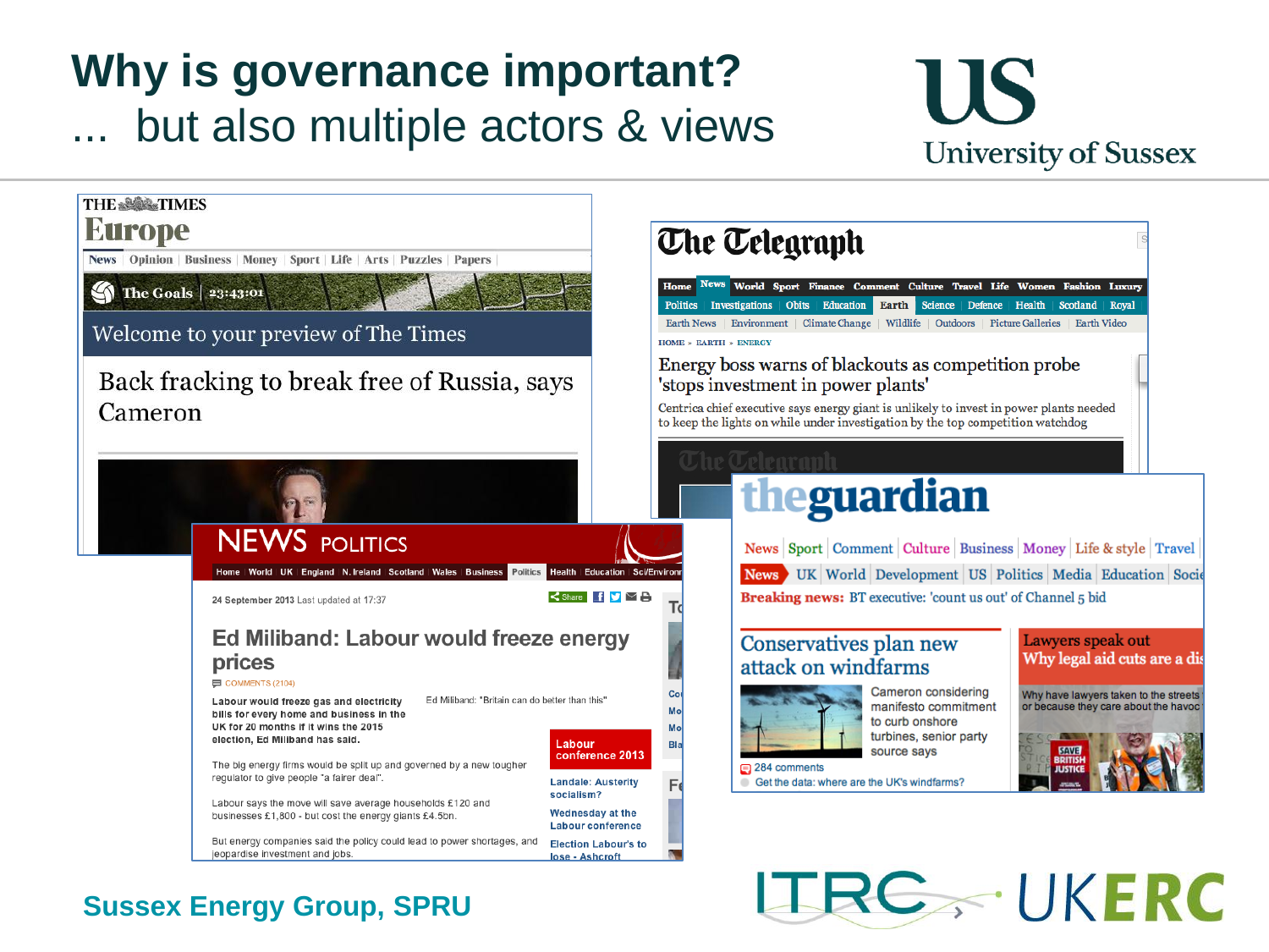# Why is governance important?

## ... but also multiple actors & views

**THE TIMES – Europe**

Back fracking to break free of Russia, says Cameron

**The Telegraph**

Energy boss warns of blackouts as competition probe 'stops investment in power plants'

Centrica chief executive says energy giant is unlikely to invest in power plants needed to keep the lights on while under investigation by the top competition watchdog

**NEWS POLITICS**

24 September 2013 Last updated at 17:37

Ed Miliband: Labour would freeze energy prices

Labour would freeze gas and electricity bills for every home and business in the UK for 20 months if it wins the 2015 election, Ed Miliband has said.

The big energy firms would be split up and governed by a new tougher regulator to give people "a fairer deal".

Labour says the move will save average households £120 and businesses £1,800 - but cost the energy giants £4.5bn.

But energy companies said the policy could lead to power shortages, and jeopardise investment and jobs.

**theguardian**

Breaking news: BT executive: 'count us out' of Channel 5 bid

Conservatives plan new attack on windfarms

Cameron considering manifesto commitment to curb onshore turbines, senior party source says

284 comments

Get the data: where are the UK's windfarms?

Sussex Energy Group, SPRU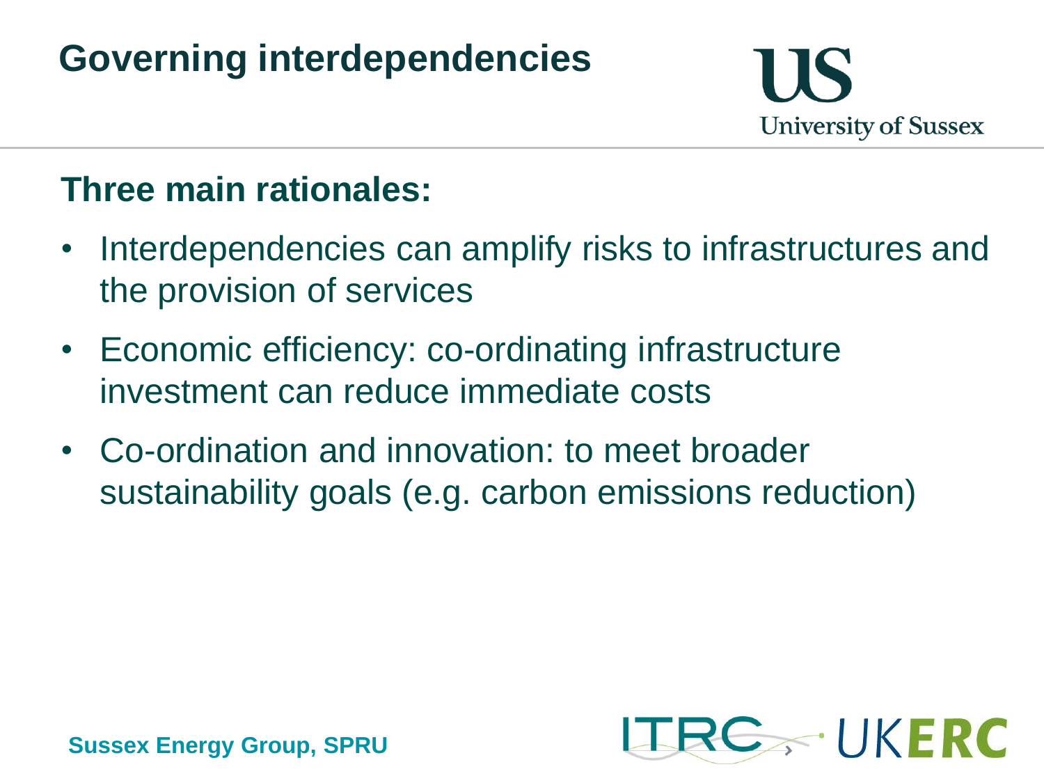# Governing interdependencies

## Three main rationales:

- Interdependencies can amplify risks to infrastructures and the provision of services
- Economic efficiency: co-ordinating infrastructure investment can reduce immediate costs
- Co-ordination and innovation: to meet broader sustainability goals (e.g. carbon emissions reduction)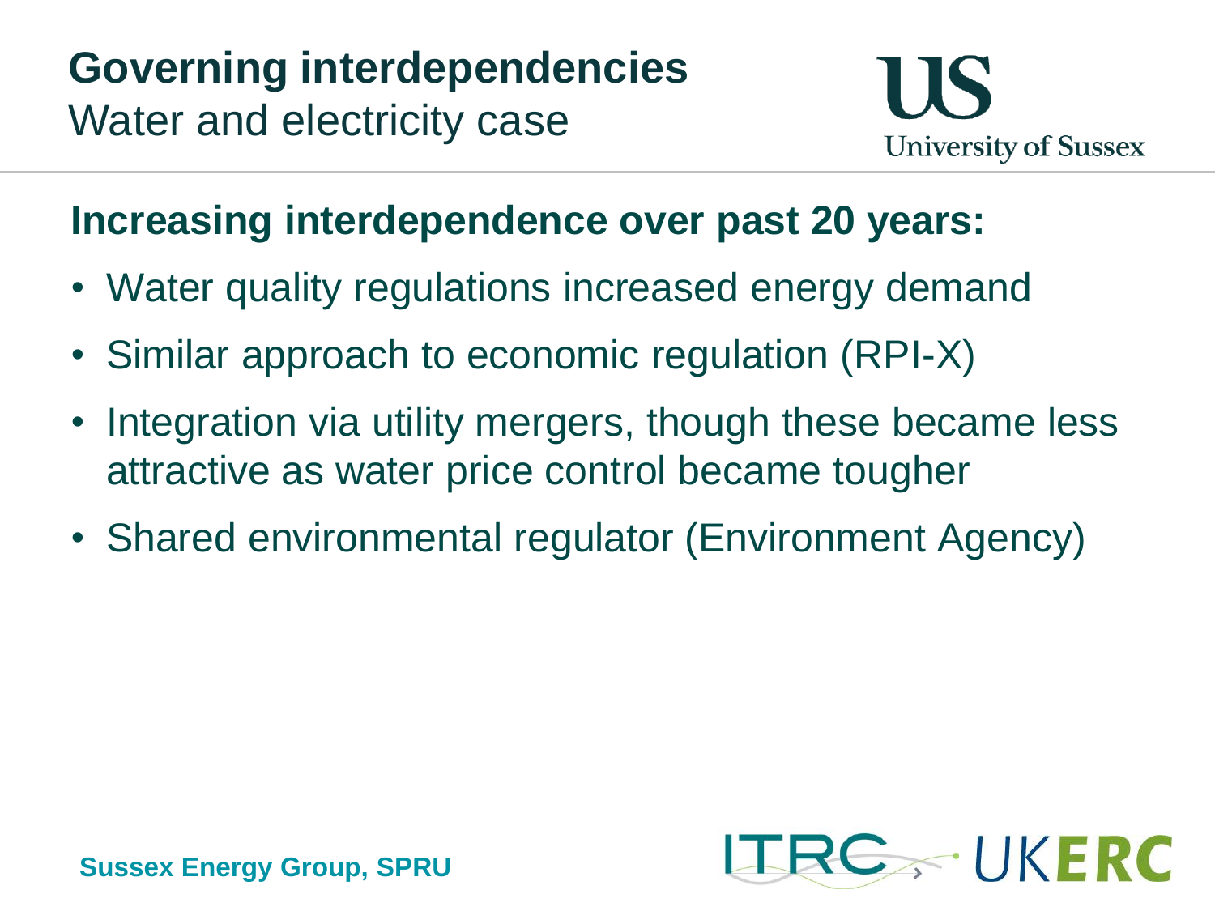# Governing interdependencies
Water and electricity case

## Increasing interdependence over past 20 years:

- Water quality regulations increased energy demand
- Similar approach to economic regulation (RPI-X)
- Integration via utility mergers, though these became less attractive as water price control became tougher
- Shared environmental regulator (Environment Agency)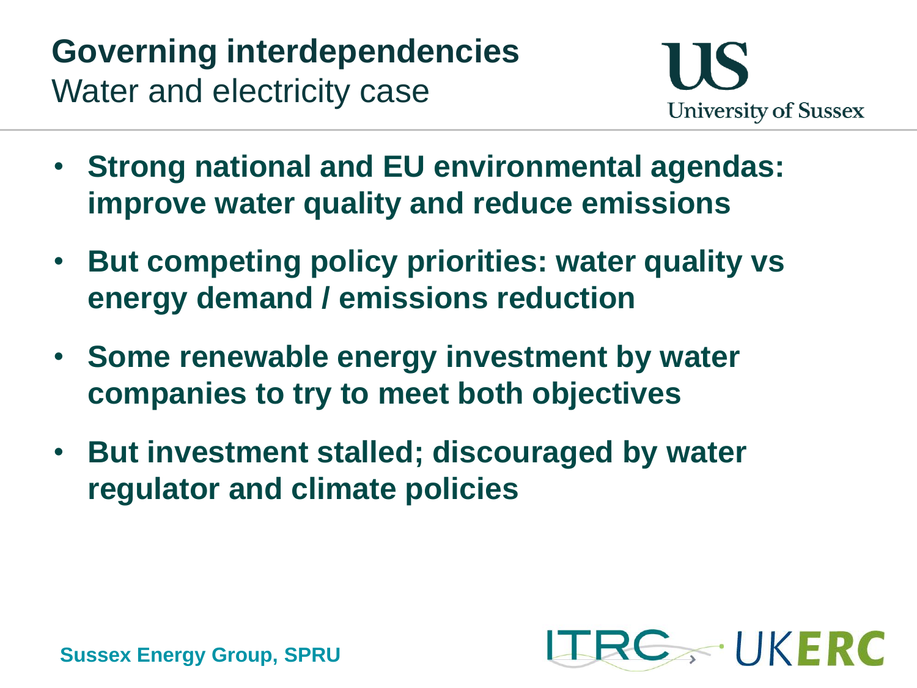# Governing interdependencies

## Water and electricity case

- **Strong national and EU environmental agendas: improve water quality and reduce emissions**
- **But competing policy priorities: water quality vs energy demand / emissions reduction**
- **Some renewable energy investment by water companies to try to meet both objectives**
- **But investment stalled; discouraged by water regulator and climate policies**

**Sussex Energy Group, SPRU**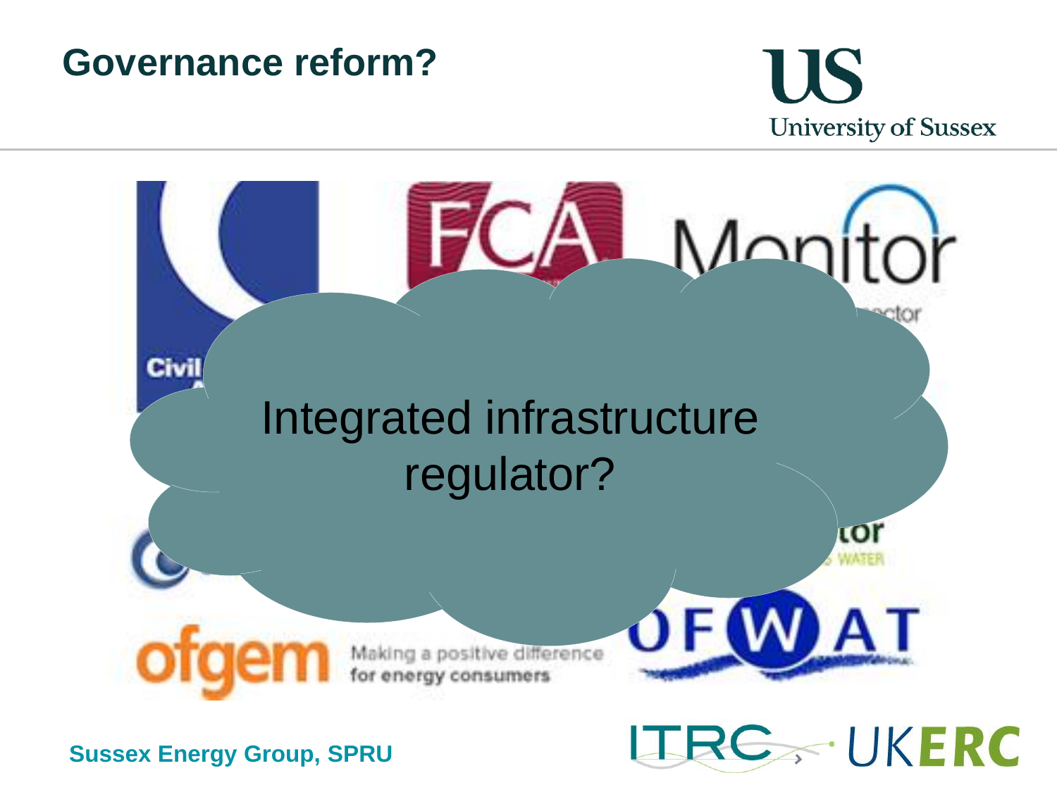# Governance reform?

Integrated infrastructure regulator?

Sussex Energy Group, SPRU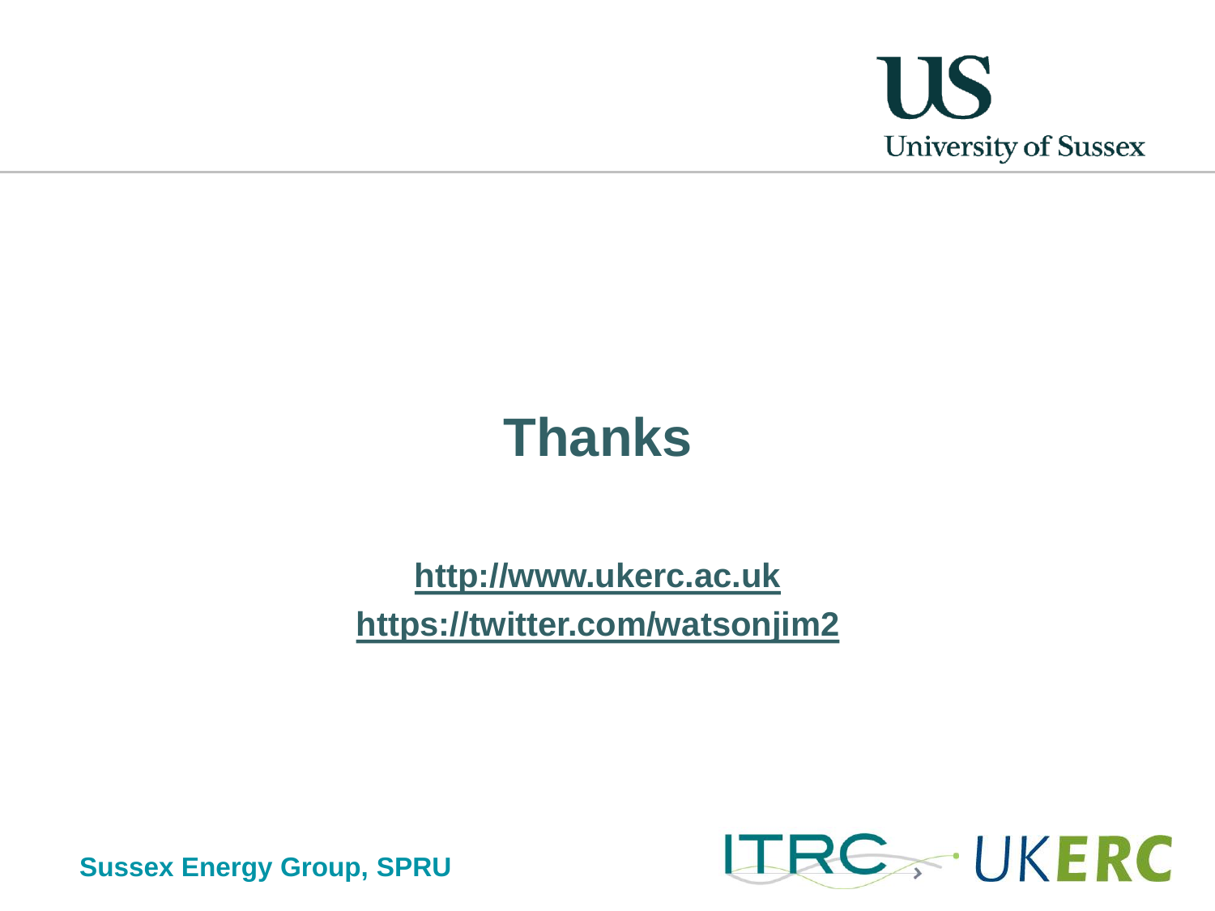# Thanks

http://www.ukerc.ac.uk

https://twitter.com/watsonjim2

Sussex Energy Group, SPRU